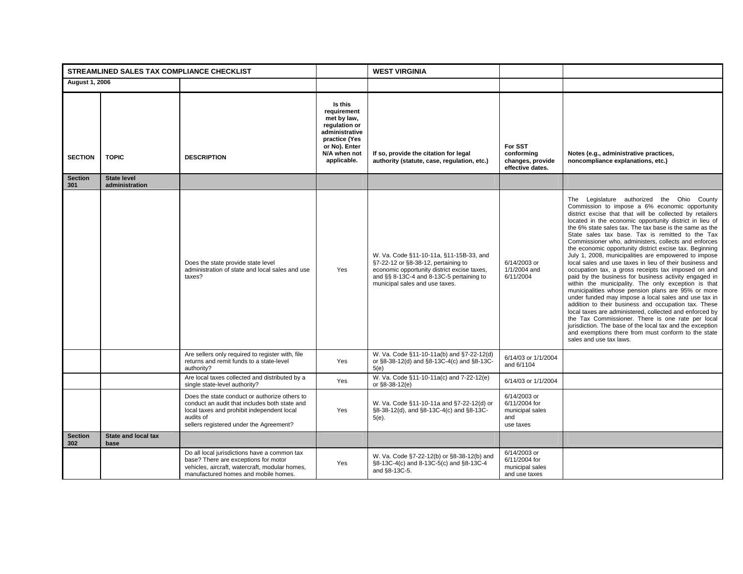| STREAMLINED SALES TAX COMPLIANCE CHECKLIST | | | | WEST VIRGINIA | | |
|---|---|---|---|---|---|---|
| August 1, 2006 | | | | | | |
| SECTION | TOPIC | DESCRIPTION | Is this requirement met by law, regulation or administrative practice (Yes or No). Enter N/A when not applicable. | If so, provide the citation for legal authority (statute, case, regulation, etc.) | For SST conforming changes, provide effective dates. | Notes (e.g., administrative practices, noncompliance explanations, etc.) |
| Section 301 | State level administration | | | | | |
| | | Does the state provide state level administration of state and local sales and use taxes? | Yes | W. Va. Code §11-10-11a, §11-15B-33, and §7-22-12 or §8-38-12, pertaining to economic opportunity district excise taxes, and §§ 8-13C-4 and 8-13C-5 pertaining to municipal sales and use taxes. | 6/14/2003 or 1/1/2004 and 6/11/2004 | The Legislature authorized the Ohio County Commission to impose a 6% economic opportunity district excise that that will be collected by retailers located in the economic opportunity district in lieu of the 6% state sales tax. The tax base is the same as the State sales tax base. Tax is remitted to the Tax Commissioner who, administers, collects and enforces the economic opportunity district excise tax. Beginning July 1, 2008, municipalities are empowered to impose local sales and use taxes in lieu of their business and occupation tax, a gross receipts tax imposed on and paid by the business for business activity engaged in within the municipality. The only exception is that municipalities whose pension plans are 95% or more under funded may impose a local sales and use tax in addition to their business and occupation tax. These local taxes are administered, collected and enforced by the Tax Commissioner. There is one rate per local jurisdiction. The base of the local tax and the exception and exemptions there from must conform to the state sales and use tax laws. |
| | | Are sellers only required to register with, file returns and remit funds to a state-level authority? | Yes | W. Va. Code §11-10-11a(b) and §7-22-12(d) or §8-38-12(d) and §8-13C-4(c) and §8-13C-5(e) | 6/14/03 or 1/1/2004 and 6/1104 | |
| | | Are local taxes collected and distributed by a single state-level authority? | Yes | W. Va. Code §11-10-11a(c) and 7-22-12(e) or §8-38-12(e) | 6/14/03 or 1/1/2004 | |
| | | Does the state conduct or authorize others to conduct an audit that includes both state and local taxes and prohibit independent local audits of sellers registered under the Agreement? | Yes | W. Va. Code §11-10-11a and §7-22-12(d) or §8-38-12(d), and §8-13C-4(c) and §8-13C-5(e). | 6/14/2003 or 6/11/2004 for municipal sales and use taxes | |
| Section 302 | State and local tax base | | | | | |
| | | Do all local jurisdictions have a common tax base? There are exceptions for motor vehicles, aircraft, watercraft, modular homes, manufactured homes and mobile homes. | Yes | W. Va. Code §7-22-12(b) or §8-38-12(b) and §8-13C-4(c) and 8-13C-5(c) and §8-13C-4 and §8-13C-5. | 6/14/2003 or 6/11/2004 for municipal sales and use taxes | |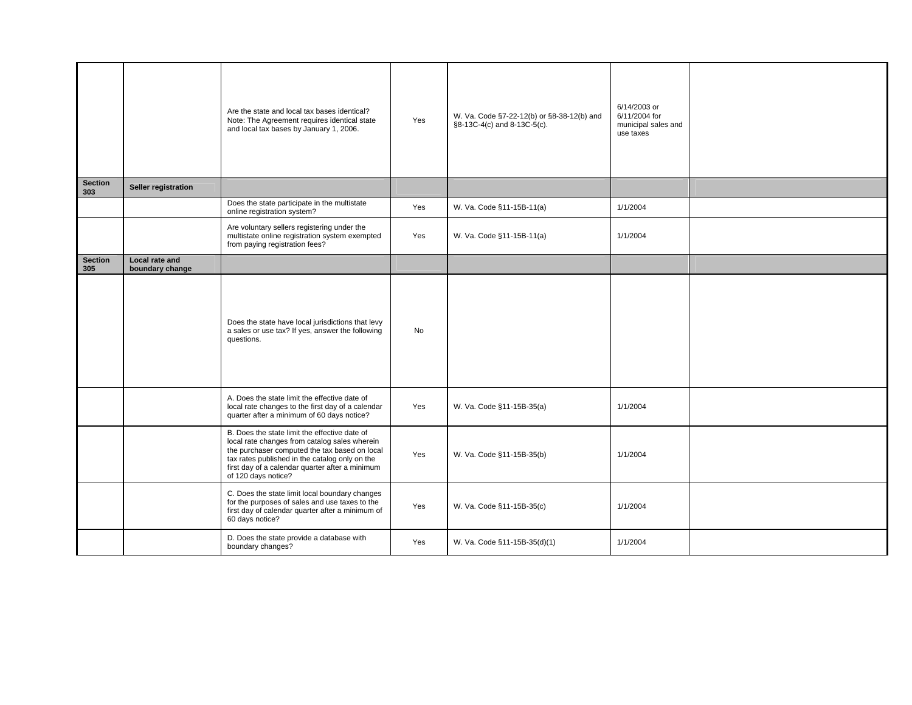| | | | | | | |
|---|---|---|---|---|---|---|
| | | Are the state and local tax bases identical? Note: The Agreement requires identical state and local tax bases by January 1, 2006. | Yes | W. Va. Code §7-22-12(b) or §8-38-12(b) and §8-13C-4(c) and 8-13C-5(c). | 6/14/2003 or 6/11/2004 for municipal sales and use taxes | |
| **Section 303** | **Seller registration** | | | | | |
| | | Does the state participate in the multistate online registration system? | Yes | W. Va. Code §11-15B-11(a) | 1/1/2004 | |
| | | Are voluntary sellers registering under the multistate online registration system exempted from paying registration fees? | Yes | W. Va. Code §11-15B-11(a) | 1/1/2004 | |
| **Section 305** | **Local rate and boundary change** | | | | | |
| | | Does the state have local jurisdictions that levy a sales or use tax? If yes, answer the following questions. | No | | | |
| | | A. Does the state limit the effective date of local rate changes to the first day of a calendar quarter after a minimum of 60 days notice? | Yes | W. Va. Code §11-15B-35(a) | 1/1/2004 | |
| | | B. Does the state limit the effective date of local rate changes from catalog sales wherein the purchaser computed the tax based on local tax rates published in the catalog only on the first day of a calendar quarter after a minimum of 120 days notice? | Yes | W. Va. Code §11-15B-35(b) | 1/1/2004 | |
| | | C. Does the state limit local boundary changes for the purposes of sales and use taxes to the first day of calendar quarter after a minimum of 60 days notice? | Yes | W. Va. Code §11-15B-35(c) | 1/1/2004 | |
| | | D. Does the state provide a database with boundary changes? | Yes | W. Va. Code §11-15B-35(d)(1) | 1/1/2004 | |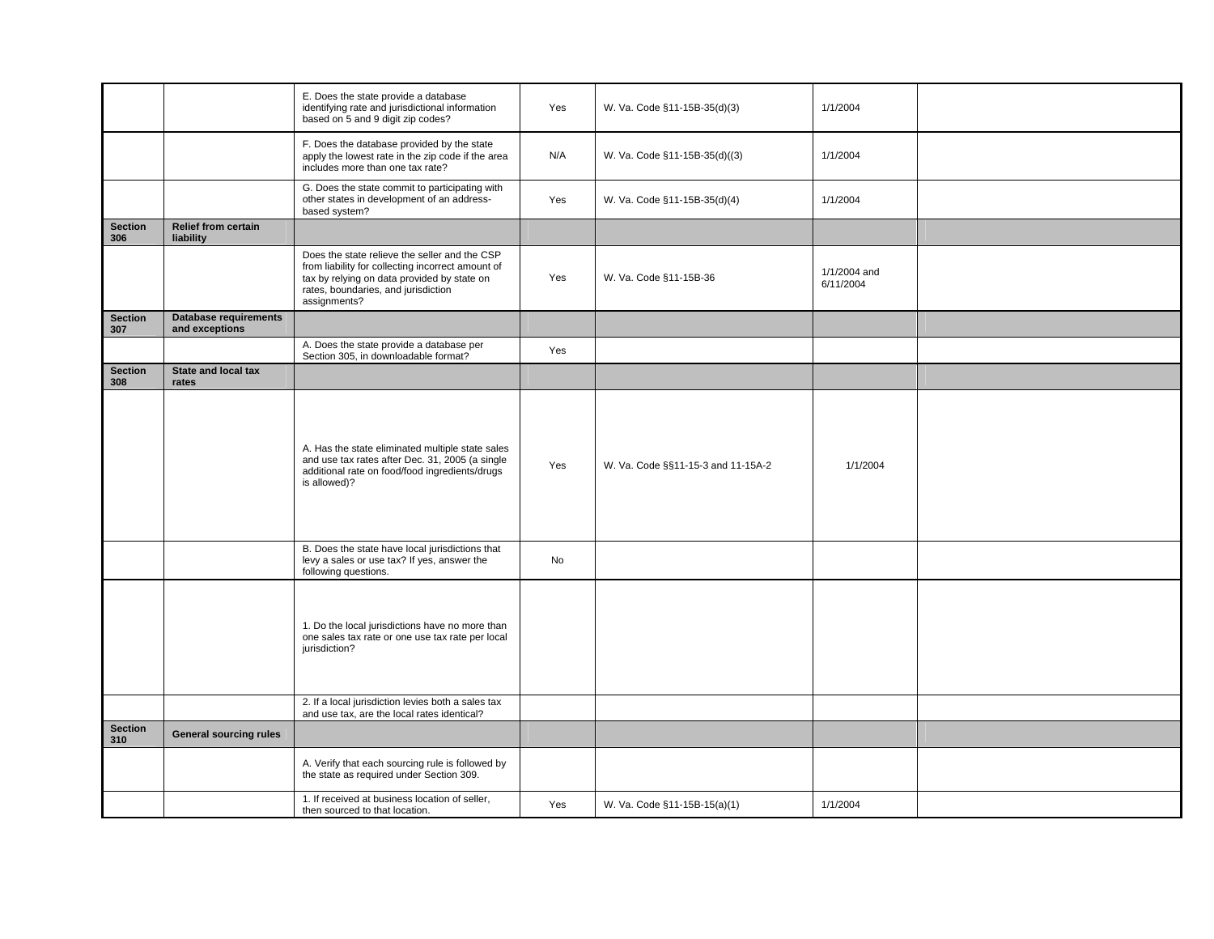| | | | | | | |
|---|---|---|---|---|---|---|
| | | E. Does the state provide a database identifying rate and jurisdictional information based on 5 and 9 digit zip codes? | Yes | W. Va. Code §11-15B-35(d)(3) | 1/1/2004 | |
| | | F. Does the database provided by the state apply the lowest rate in the zip code if the area includes more than one tax rate? | N/A | W. Va. Code §11-15B-35(d)((3) | 1/1/2004 | |
| | | G. Does the state commit to participating with other states in development of an address-based system? | Yes | W. Va. Code §11-15B-35(d)(4) | 1/1/2004 | |
| **Section 306** | **Relief from certain liability** | | | | | |
| | | Does the state relieve the seller and the CSP from liability for collecting incorrect amount of tax by relying on data provided by state on rates, boundaries, and jurisdiction assignments? | Yes | W. Va. Code §11-15B-36 | 1/1/2004 and 6/11/2004 | |
| **Section 307** | **Database requirements and exceptions** | | | | | |
| | | A. Does the state provide a database per Section 305, in downloadable format? | Yes | | | |
| **Section 308** | **State and local tax rates** | | | | | |
| | | A. Has the state eliminated multiple state sales and use tax rates after Dec. 31, 2005 (a single additional rate on food/food ingredients/drugs is allowed)? | Yes | W. Va. Code §§11-15-3 and 11-15A-2 | 1/1/2004 | |
| | | B. Does the state have local jurisdictions that levy a sales or use tax? If yes, answer the following questions. | No | | | |
| | | 1. Do the local jurisdictions have no more than one sales tax rate or one use tax rate per local jurisdiction? | | | | |
| | | 2. If a local jurisdiction levies both a sales tax and use tax, are the local rates identical? | | | | |
| **Section 310** | **General sourcing rules** | | | | | |
| | | A. Verify that each sourcing rule is followed by the state as required under Section 309. | | | | |
| | | 1. If received at business location of seller, then sourced to that location. | Yes | W. Va. Code §11-15B-15(a)(1) | 1/1/2004 | |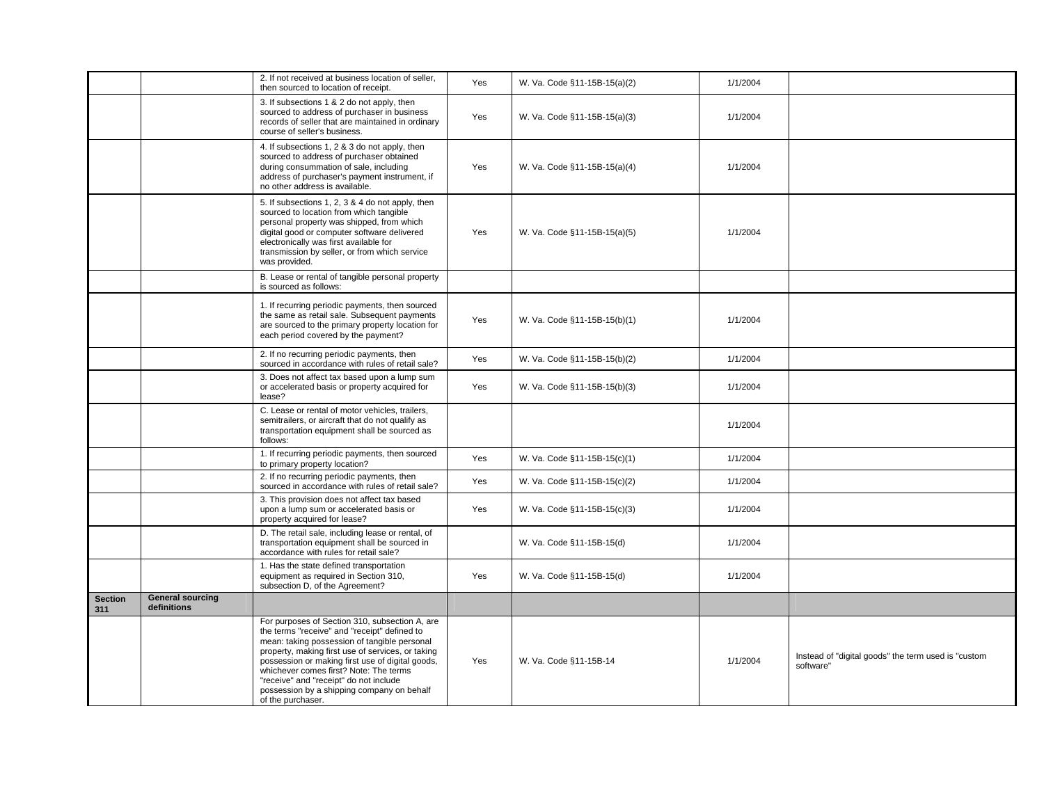| | | | | | | |
|---|---|---|---|---|---|---|
| | | 2. If not received at business location of seller, then sourced to location of receipt. | Yes | W. Va. Code §11-15B-15(a)(2) | 1/1/2004 | |
| | | 3. If subsections 1 & 2 do not apply, then sourced to address of purchaser in business records of seller that are maintained in ordinary course of seller's business. | Yes | W. Va. Code §11-15B-15(a)(3) | 1/1/2004 | |
| | | 4. If subsections 1, 2 & 3 do not apply, then sourced to address of purchaser obtained during consummation of sale, including address of purchaser's payment instrument, if no other address is available. | Yes | W. Va. Code §11-15B-15(a)(4) | 1/1/2004 | |
| | | 5. If subsections 1, 2, 3 & 4 do not apply, then sourced to location from which tangible personal property was shipped, from which digital good or computer software delivered electronically was first available for transmission by seller, or from which service was provided. | Yes | W. Va. Code §11-15B-15(a)(5) | 1/1/2004 | |
| | | B. Lease or rental of tangible personal property is sourced as follows: | | | | |
| | | 1. If recurring periodic payments, then sourced the same as retail sale. Subsequent payments are sourced to the primary property location for each period covered by the payment? | Yes | W. Va. Code §11-15B-15(b)(1) | 1/1/2004 | |
| | | 2. If no recurring periodic payments, then sourced in accordance with rules of retail sale? | Yes | W. Va. Code §11-15B-15(b)(2) | 1/1/2004 | |
| | | 3. Does not affect tax based upon a lump sum or accelerated basis or property acquired for lease? | Yes | W. Va. Code §11-15B-15(b)(3) | 1/1/2004 | |
| | | C. Lease or rental of motor vehicles, trailers, semitrailers, or aircraft that do not qualify as transportation equipment shall be sourced as follows: | | | 1/1/2004 | |
| | | 1. If recurring periodic payments, then sourced to primary property location? | Yes | W. Va. Code §11-15B-15(c)(1) | 1/1/2004 | |
| | | 2. If no recurring periodic payments, then sourced in accordance with rules of retail sale? | Yes | W. Va. Code §11-15B-15(c)(2) | 1/1/2004 | |
| | | 3. This provision does not affect tax based upon a lump sum or accelerated basis or property acquired for lease? | Yes | W. Va. Code §11-15B-15(c)(3) | 1/1/2004 | |
| | | D. The retail sale, including lease or rental, of transportation equipment shall be sourced in accordance with rules for retail sale? | | W. Va. Code §11-15B-15(d) | 1/1/2004 | |
| | | 1. Has the state defined transportation equipment as required in Section 310, subsection D, of the Agreement? | Yes | W. Va. Code §11-15B-15(d) | 1/1/2004 | |
| **Section 311** | **General sourcing definitions** | | | | | |
| | | For purposes of Section 310, subsection A, are the terms "receive" and "receipt" defined to mean: taking possession of tangible personal property, making first use of services, or taking possession or making first use of digital goods, whichever comes first? Note: The terms "receive" and "receipt" do not include possession by a shipping company on behalf of the purchaser. | Yes | W. Va. Code §11-15B-14 | 1/1/2004 | Instead of "digital goods" the term used is "custom software" |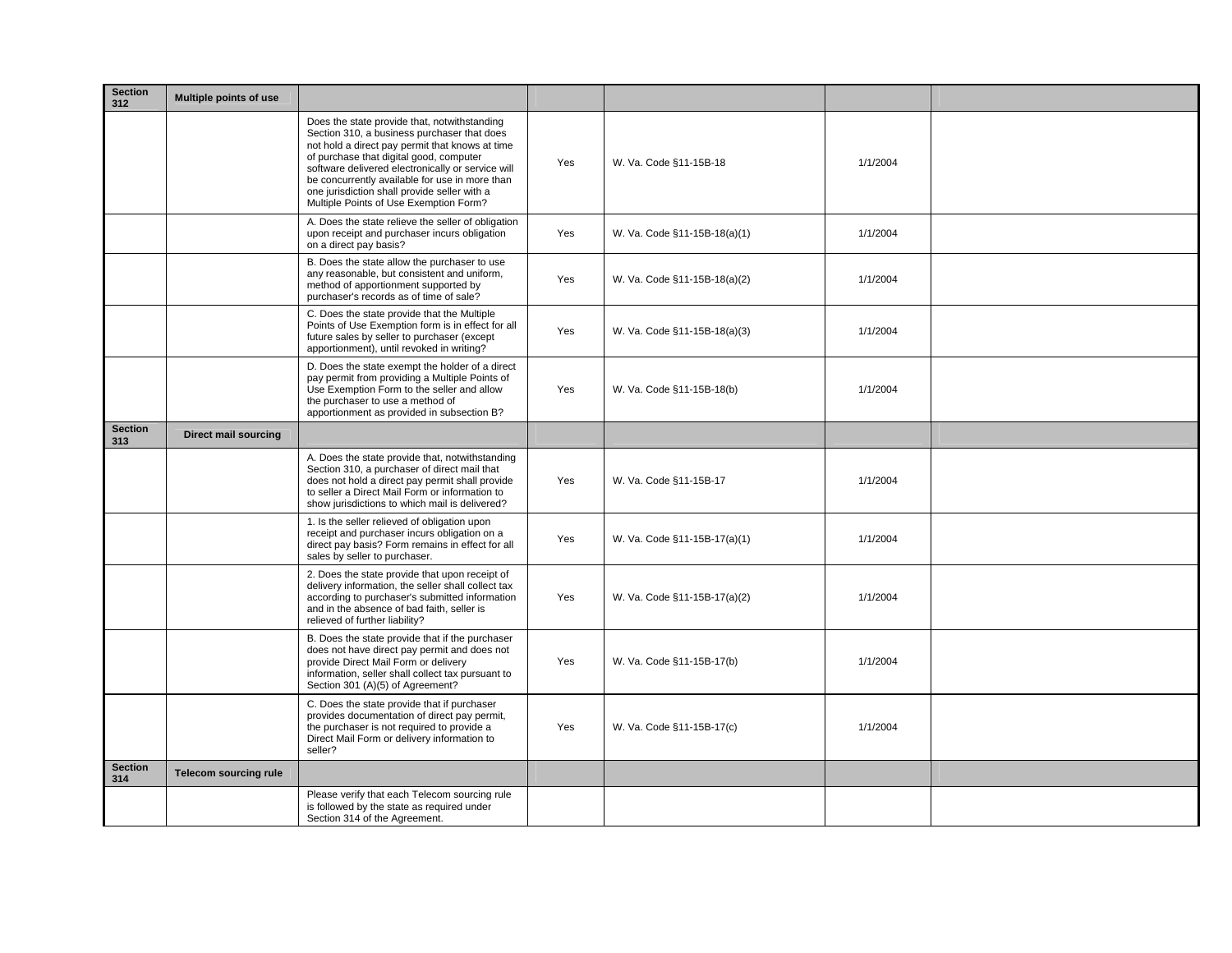| Section 312 | Multiple points of use | | | | | |
|---|---|---|---|---|---|---|
| | | Does the state provide that, notwithstanding Section 310, a business purchaser that does not hold a direct pay permit that knows at time of purchase that digital good, computer software delivered electronically or service will be concurrently available for use in more than one jurisdiction shall provide seller with a Multiple Points of Use Exemption Form? | Yes | W. Va. Code §11-15B-18 | 1/1/2004 | |
| | | A. Does the state relieve the seller of obligation upon receipt and purchaser incurs obligation on a direct pay basis? | Yes | W. Va. Code §11-15B-18(a)(1) | 1/1/2004 | |
| | | B. Does the state allow the purchaser to use any reasonable, but consistent and uniform, method of apportionment supported by purchaser's records as of time of sale? | Yes | W. Va. Code §11-15B-18(a)(2) | 1/1/2004 | |
| | | C. Does the state provide that the Multiple Points of Use Exemption form is in effect for all future sales by seller to purchaser (except apportionment), until revoked in writing? | Yes | W. Va. Code §11-15B-18(a)(3) | 1/1/2004 | |
| | | D. Does the state exempt the holder of a direct pay permit from providing a Multiple Points of Use Exemption Form to the seller and allow the purchaser to use a method of apportionment as provided in subsection B? | Yes | W. Va. Code §11-15B-18(b) | 1/1/2004 | |
| **Section 313** | **Direct mail sourcing** | | | | | |
| | | A. Does the state provide that, notwithstanding Section 310, a purchaser of direct mail that does not hold a direct pay permit shall provide to seller a Direct Mail Form or information to show jurisdictions to which mail is delivered? | Yes | W. Va. Code §11-15B-17 | 1/1/2004 | |
| | | 1. Is the seller relieved of obligation upon receipt and purchaser incurs obligation on a direct pay basis? Form remains in effect for all sales by seller to purchaser. | Yes | W. Va. Code §11-15B-17(a)(1) | 1/1/2004 | |
| | | 2. Does the state provide that upon receipt of delivery information, the seller shall collect tax according to purchaser's submitted information and in the absence of bad faith, seller is relieved of further liability? | Yes | W. Va. Code §11-15B-17(a)(2) | 1/1/2004 | |
| | | B. Does the state provide that if the purchaser does not have direct pay permit and does not provide Direct Mail Form or delivery information, seller shall collect tax pursuant to Section 301 (A)(5) of Agreement? | Yes | W. Va. Code §11-15B-17(b) | 1/1/2004 | |
| | | C. Does the state provide that if purchaser provides documentation of direct pay permit, the purchaser is not required to provide a Direct Mail Form or delivery information to seller? | Yes | W. Va. Code §11-15B-17(c) | 1/1/2004 | |
| **Section 314** | **Telecom sourcing rule** | | | | | |
| | | Please verify that each Telecom sourcing rule is followed by the state as required under Section 314 of the Agreement. | | | | |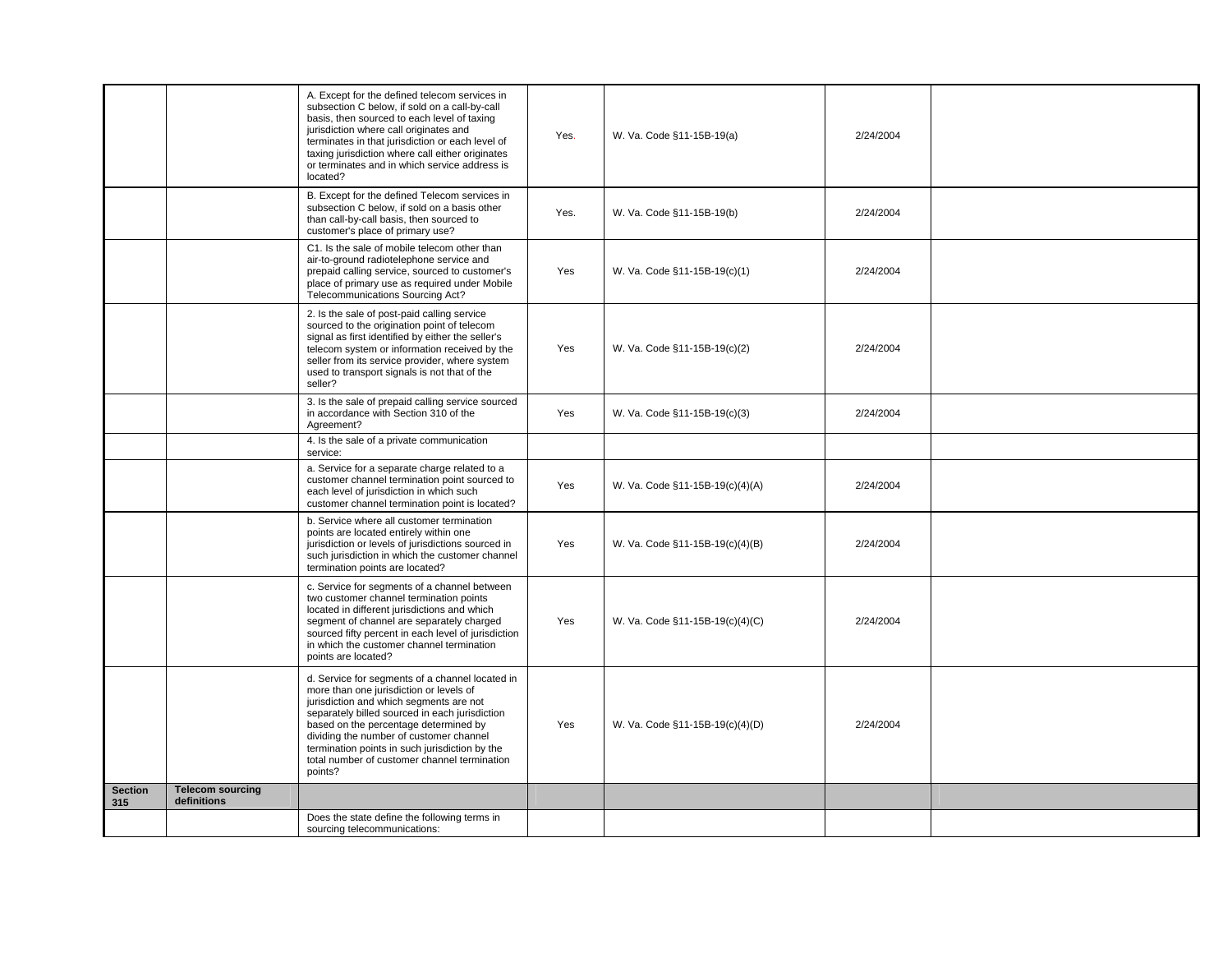| | | | | | | |
|---|---|---|---|---|---|---|
| | | A. Except for the defined telecom services in subsection C below, if sold on a call-by-call basis, then sourced to each level of taxing jurisdiction where call originates and terminates in that jurisdiction or each level of taxing jurisdiction where call either originates or terminates and in which service address is located? | Yes. | W. Va. Code §11-15B-19(a) | 2/24/2004 | |
| | | B. Except for the defined Telecom services in subsection C below, if sold on a basis other than call-by-call basis, then sourced to customer's place of primary use? | Yes. | W. Va. Code §11-15B-19(b) | 2/24/2004 | |
| | | C1. Is the sale of mobile telecom other than air-to-ground radiotelephone service and prepaid calling service, sourced to customer's place of primary use as required under Mobile Telecommunications Sourcing Act? | Yes | W. Va. Code §11-15B-19(c)(1) | 2/24/2004 | |
| | | 2. Is the sale of post-paid calling service sourced to the origination point of telecom signal as first identified by either the seller's telecom system or information received by the seller from its service provider, where system used to transport signals is not that of the seller? | Yes | W. Va. Code §11-15B-19(c)(2) | 2/24/2004 | |
| | | 3. Is the sale of prepaid calling service sourced in accordance with Section 310 of the Agreement? | Yes | W. Va. Code §11-15B-19(c)(3) | 2/24/2004 | |
| | | 4. Is the sale of a private communication service: | | | | |
| | | a. Service for a separate charge related to a customer channel termination point sourced to each level of jurisdiction in which such customer channel termination point is located? | Yes | W. Va. Code §11-15B-19(c)(4)(A) | 2/24/2004 | |
| | | b. Service where all customer termination points are located entirely within one jurisdiction or levels of jurisdictions sourced in such jurisdiction in which the customer channel termination points are located? | Yes | W. Va. Code §11-15B-19(c)(4)(B) | 2/24/2004 | |
| | | c. Service for segments of a channel between two customer channel termination points located in different jurisdictions and which segment of channel are separately charged sourced fifty percent in each level of jurisdiction in which the customer channel termination points are located? | Yes | W. Va. Code §11-15B-19(c)(4)(C) | 2/24/2004 | |
| | | d. Service for segments of a channel located in more than one jurisdiction or levels of jurisdiction and which segments are not separately billed sourced in each jurisdiction based on the percentage determined by dividing the number of customer channel termination points in such jurisdiction by the total number of customer channel termination points? | Yes | W. Va. Code §11-15B-19(c)(4)(D) | 2/24/2004 | |
| **Section 315** | **Telecom sourcing definitions** | | | | | |
| | | Does the state define the following terms in sourcing telecommunications: | | | | |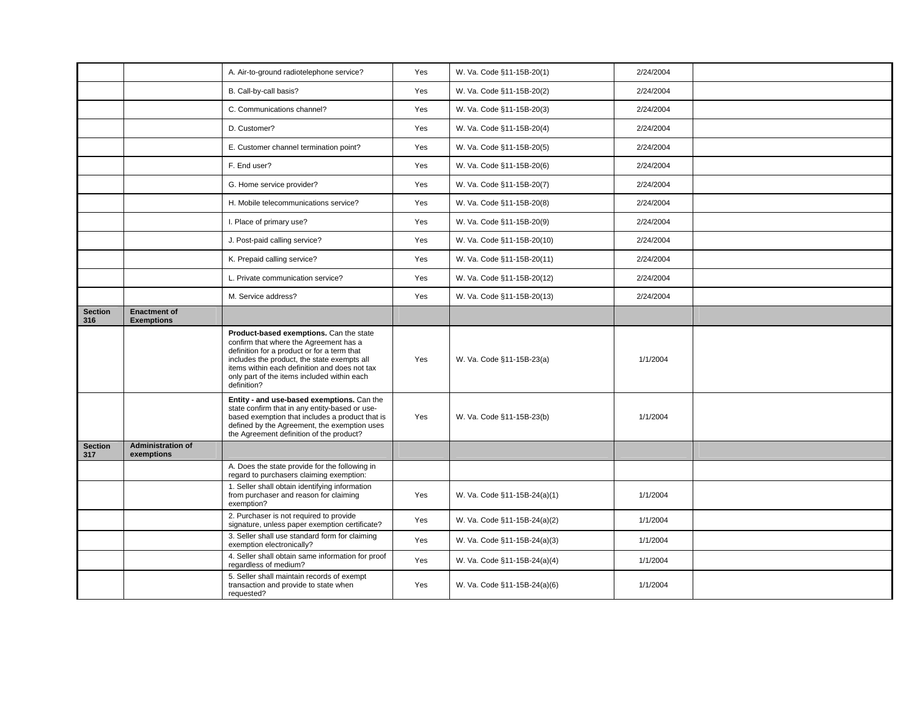| | | | | | | |
|---|---|---|---|---|---|---|
| | | A. Air-to-ground radiotelephone service? | Yes | W. Va. Code §11-15B-20(1) | 2/24/2004 | |
| | | B. Call-by-call basis? | Yes | W. Va. Code §11-15B-20(2) | 2/24/2004 | |
| | | C. Communications channel? | Yes | W. Va. Code §11-15B-20(3) | 2/24/2004 | |
| | | D. Customer? | Yes | W. Va. Code §11-15B-20(4) | 2/24/2004 | |
| | | E. Customer channel termination point? | Yes | W. Va. Code §11-15B-20(5) | 2/24/2004 | |
| | | F. End user? | Yes | W. Va. Code §11-15B-20(6) | 2/24/2004 | |
| | | G. Home service provider? | Yes | W. Va. Code §11-15B-20(7) | 2/24/2004 | |
| | | H. Mobile telecommunications service? | Yes | W. Va. Code §11-15B-20(8) | 2/24/2004 | |
| | | I. Place of primary use? | Yes | W. Va. Code §11-15B-20(9) | 2/24/2004 | |
| | | J. Post-paid calling service? | Yes | W. Va. Code §11-15B-20(10) | 2/24/2004 | |
| | | K. Prepaid calling service? | Yes | W. Va. Code §11-15B-20(11) | 2/24/2004 | |
| | | L. Private communication service? | Yes | W. Va. Code §11-15B-20(12) | 2/24/2004 | |
| | | M. Service address? | Yes | W. Va. Code §11-15B-20(13) | 2/24/2004 | |
| **Section 316** | **Enactment of Exemptions** | | | | | |
| | | **Product-based exemptions.** Can the state confirm that where the Agreement has a definition for a product or for a term that includes the product, the state exempts all items within each definition and does not tax only part of the items included within each definition? | Yes | W. Va. Code §11-15B-23(a) | 1/1/2004 | |
| | | **Entity - and use-based exemptions.** Can the state confirm that in any entity-based or use-based exemption that includes a product that is defined by the Agreement, the exemption uses the Agreement definition of the product? | Yes | W. Va. Code §11-15B-23(b) | 1/1/2004 | |
| **Section 317** | **Administration of exemptions** | | | | | |
| | | A. Does the state provide for the following in regard to purchasers claiming exemption: | | | | |
| | | 1. Seller shall obtain identifying information from purchaser and reason for claiming exemption? | Yes | W. Va. Code §11-15B-24(a)(1) | 1/1/2004 | |
| | | 2. Purchaser is not required to provide signature, unless paper exemption certificate? | Yes | W. Va. Code §11-15B-24(a)(2) | 1/1/2004 | |
| | | 3. Seller shall use standard form for claiming exemption electronically? | Yes | W. Va. Code §11-15B-24(a)(3) | 1/1/2004 | |
| | | 4. Seller shall obtain same information for proof regardless of medium? | Yes | W. Va. Code §11-15B-24(a)(4) | 1/1/2004 | |
| | | 5. Seller shall maintain records of exempt transaction and provide to state when requested? | Yes | W. Va. Code §11-15B-24(a)(6) | 1/1/2004 | |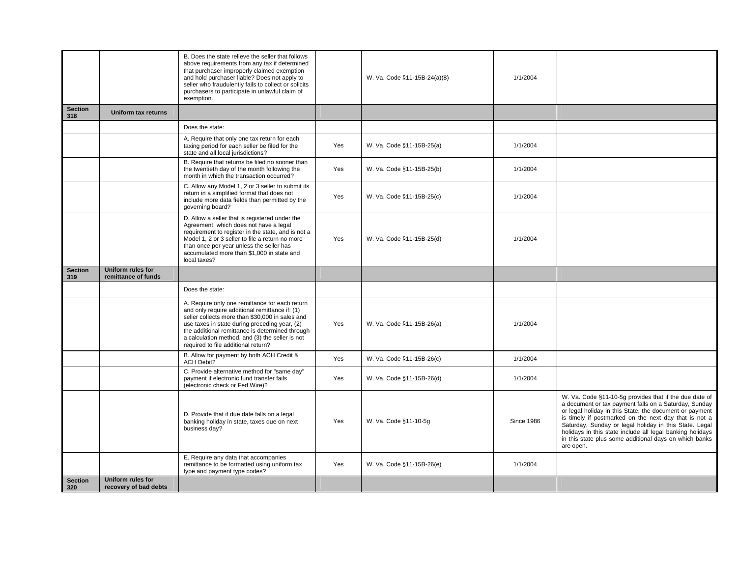| | | | | | | |
|---|---|---|---|---|---|---|
| | | B. Does the state relieve the seller that follows above requirements from any tax if determined that purchaser improperly claimed exemption and hold purchaser liable? Does not apply to seller who fraudulently fails to collect or solicits purchasers to participate in unlawful claim of exemption. | | W. Va. Code §11-15B-24(a)(8) | 1/1/2004 | |
| **Section 318** | **Uniform tax returns** | | | | | |
| | | Does the state: | | | | |
| | | A. Require that only one tax return for each taxing period for each seller be filed for the state and all local jurisdictions? | Yes | W. Va. Code §11-15B-25(a) | 1/1/2004 | |
| | | B. Require that returns be filed no sooner than the twentieth day of the month following the month in which the transaction occurred? | Yes | W. Va. Code §11-15B-25(b) | 1/1/2004 | |
| | | C. Allow any Model 1, 2 or 3 seller to submit its return in a simplified format that does not include more data fields than permitted by the governing board? | Yes | W. Va. Code §11-15B-25(c) | 1/1/2004 | |
| | | D. Allow a seller that is registered under the Agreement, which does not have a legal requirement to register in the state, and is not a Model 1, 2 or 3 seller to file a return no more than once per year unless the seller has accumulated more than $1,000 in state and local taxes? | Yes | W. Va. Code §11-15B-25(d) | 1/1/2004 | |
| **Section 319** | **Uniform rules for remittance of funds** | | | | | |
| | | Does the state: | | | | |
| | | A. Require only one remittance for each return and only require additional remittance if: (1) seller collects more than $30,000 in sales and use taxes in state during preceding year, (2) the additional remittance is determined through a calculation method, and (3) the seller is not required to file additional return? | Yes | W. Va. Code §11-15B-26(a) | 1/1/2004 | |
| | | B. Allow for payment by both ACH Credit & ACH Debit? | Yes | W. Va. Code §11-15B-26(c) | 1/1/2004 | |
| | | C. Provide alternative method for "same day" payment if electronic fund transfer fails (electronic check or Fed Wire)? | Yes | W. Va. Code §11-15B-26(d) | 1/1/2004 | |
| | | D. Provide that if due date falls on a legal banking holiday in state, taxes due on next business day? | Yes | W. Va. Code §11-10-5g | Since 1986 | W. Va. Code §11-10-5g provides that if the due date of a document or tax payment falls on a Saturday, Sunday or legal holiday in this State, the document or payment is timely if postmarked on the next day that is not a Saturday, Sunday or legal holiday in this State. Legal holidays in this state include all legal banking holidays in this state plus some additional days on which banks are open. |
| | | E. Require any data that accompanies remittance to be formatted using uniform tax type and payment type codes? | Yes | W. Va. Code §11-15B-26(e) | 1/1/2004 | |
| **Section 320** | **Uniform rules for recovery of bad debts** | | | | | |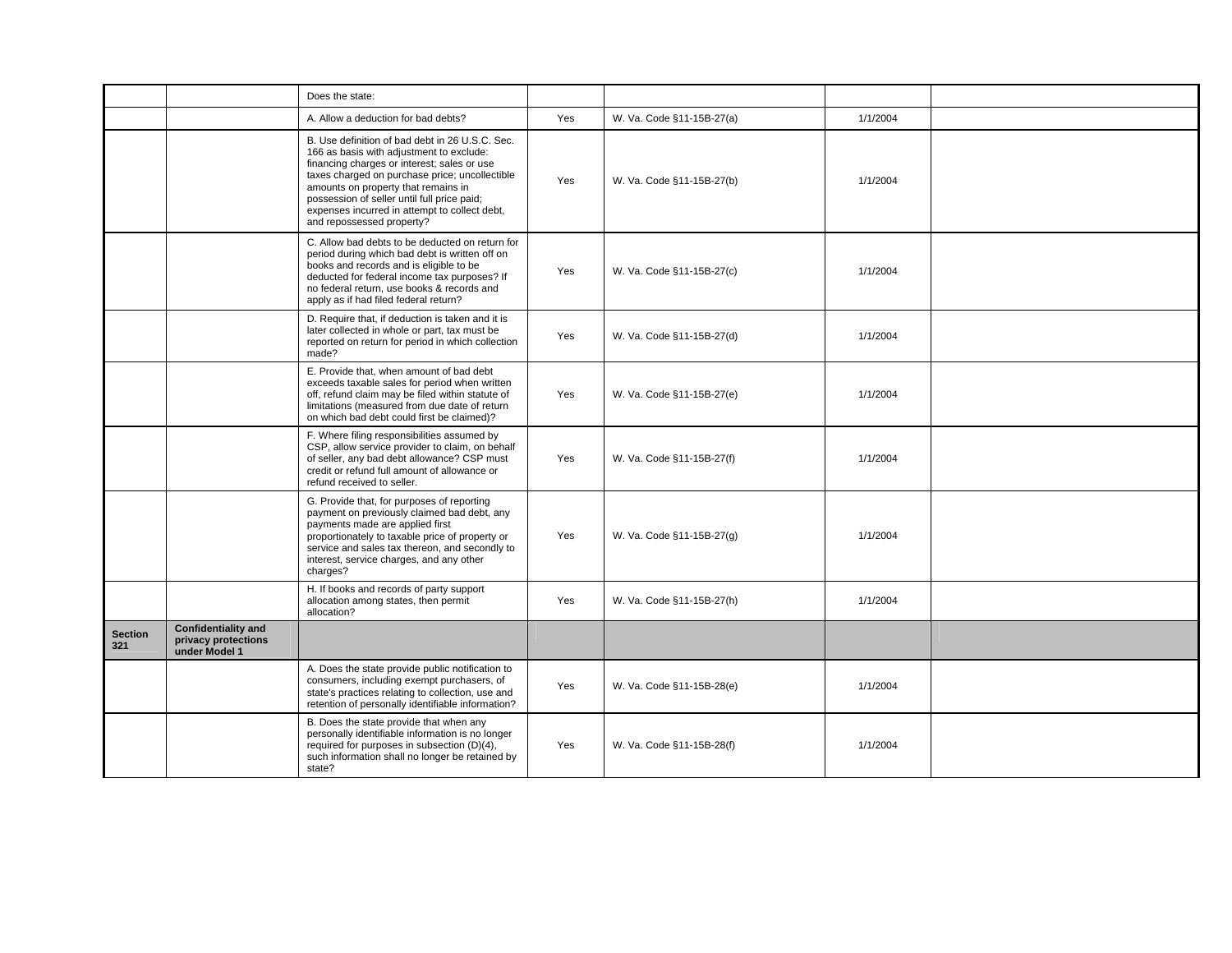| | | | | | | |
|---|---|---|---|---|---|---|
| | | Does the state: | | | | |
| | | A. Allow a deduction for bad debts? | Yes | W. Va. Code §11-15B-27(a) | 1/1/2004 | |
| | | B. Use definition of bad debt in 26 U.S.C. Sec. 166 as basis with adjustment to exclude: financing charges or interest; sales or use taxes charged on purchase price; uncollectible amounts on property that remains in possession of seller until full price paid; expenses incurred in attempt to collect debt, and repossessed property? | Yes | W. Va. Code §11-15B-27(b) | 1/1/2004 | |
| | | C. Allow bad debts to be deducted on return for period during which bad debt is written off on books and records and is eligible to be deducted for federal income tax purposes? If no federal return, use books & records and apply as if had filed federal return? | Yes | W. Va. Code §11-15B-27(c) | 1/1/2004 | |
| | | D. Require that, if deduction is taken and it is later collected in whole or part, tax must be reported on return for period in which collection made? | Yes | W. Va. Code §11-15B-27(d) | 1/1/2004 | |
| | | E. Provide that, when amount of bad debt exceeds taxable sales for period when written off, refund claim may be filed within statute of limitations (measured from due date of return on which bad debt could first be claimed)? | Yes | W. Va. Code §11-15B-27(e) | 1/1/2004 | |
| | | F. Where filing responsibilities assumed by CSP, allow service provider to claim, on behalf of seller, any bad debt allowance? CSP must credit or refund full amount of allowance or refund received to seller. | Yes | W. Va. Code §11-15B-27(f) | 1/1/2004 | |
| | | G. Provide that, for purposes of reporting payment on previously claimed bad debt, any payments made are applied first proportionately to taxable price of property or service and sales tax thereon, and secondly to interest, service charges, and any other charges? | Yes | W. Va. Code §11-15B-27(g) | 1/1/2004 | |
| | | H. If books and records of party support allocation among states, then permit allocation? | Yes | W. Va. Code §11-15B-27(h) | 1/1/2004 | |
| **Section 321** | **Confidentiality and privacy protections under Model 1** | | | | | |
| | | A. Does the state provide public notification to consumers, including exempt purchasers, of state's practices relating to collection, use and retention of personally identifiable information? | Yes | W. Va. Code §11-15B-28(e) | 1/1/2004 | |
| | | B. Does the state provide that when any personally identifiable information is no longer required for purposes in subsection (D)(4), such information shall no longer be retained by state? | Yes | W. Va. Code §11-15B-28(f) | 1/1/2004 | |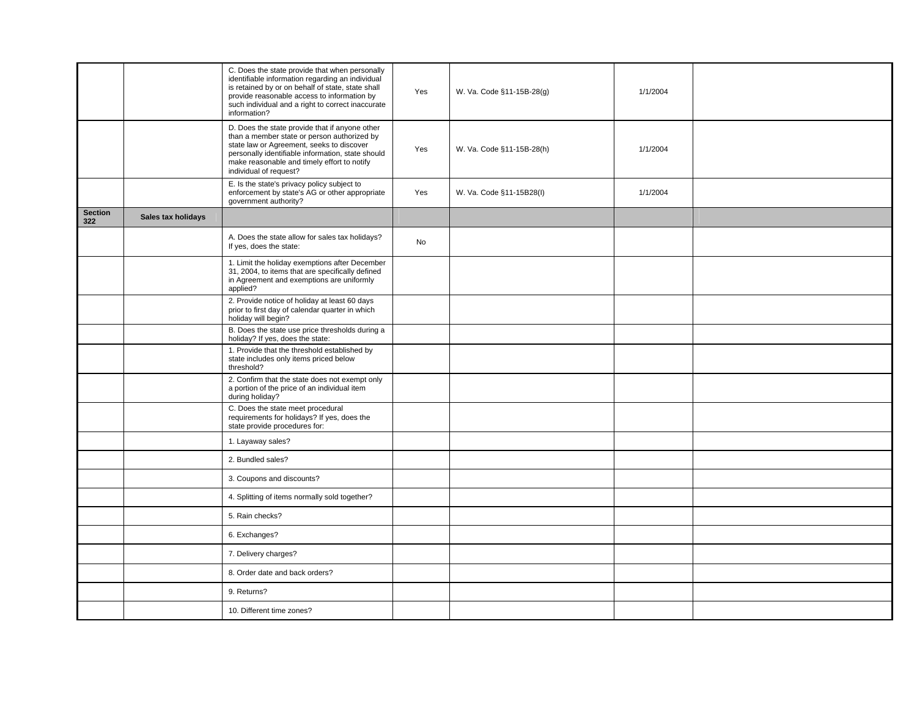| | | | | | | |
|---|---|---|---|---|---|---|
| | | C. Does the state provide that when personally identifiable information regarding an individual is retained by or on behalf of state, state shall provide reasonable access to information by such individual and a right to correct inaccurate information? | Yes | W. Va. Code §11-15B-28(g) | 1/1/2004 | |
| | | D. Does the state provide that if anyone other than a member state or person authorized by state law or Agreement, seeks to discover personally identifiable information, state should make reasonable and timely effort to notify individual of request? | Yes | W. Va. Code §11-15B-28(h) | 1/1/2004 | |
| | | E. Is the state's privacy policy subject to enforcement by state's AG or other appropriate government authority? | Yes | W. Va. Code §11-15B28(I) | 1/1/2004 | |
| **Section 322** | **Sales tax holidays** | | | | | |
| | | A. Does the state allow for sales tax holidays? If yes, does the state: | No | | | |
| | | 1. Limit the holiday exemptions after December 31, 2004, to items that are specifically defined in Agreement and exemptions are uniformly applied? | | | | |
| | | 2. Provide notice of holiday at least 60 days prior to first day of calendar quarter in which holiday will begin? | | | | |
| | | B. Does the state use price thresholds during a holiday? If yes, does the state: | | | | |
| | | 1. Provide that the threshold established by state includes only items priced below threshold? | | | | |
| | | 2. Confirm that the state does not exempt only a portion of the price of an individual item during holiday? | | | | |
| | | C. Does the state meet procedural requirements for holidays? If yes, does the state provide procedures for: | | | | |
| | | 1. Layaway sales? | | | | |
| | | 2. Bundled sales? | | | | |
| | | 3. Coupons and discounts? | | | | |
| | | 4. Splitting of items normally sold together? | | | | |
| | | 5. Rain checks? | | | | |
| | | 6. Exchanges? | | | | |
| | | 7. Delivery charges? | | | | |
| | | 8. Order date and back orders? | | | | |
| | | 9. Returns? | | | | |
| | | 10. Different time zones? | | | | |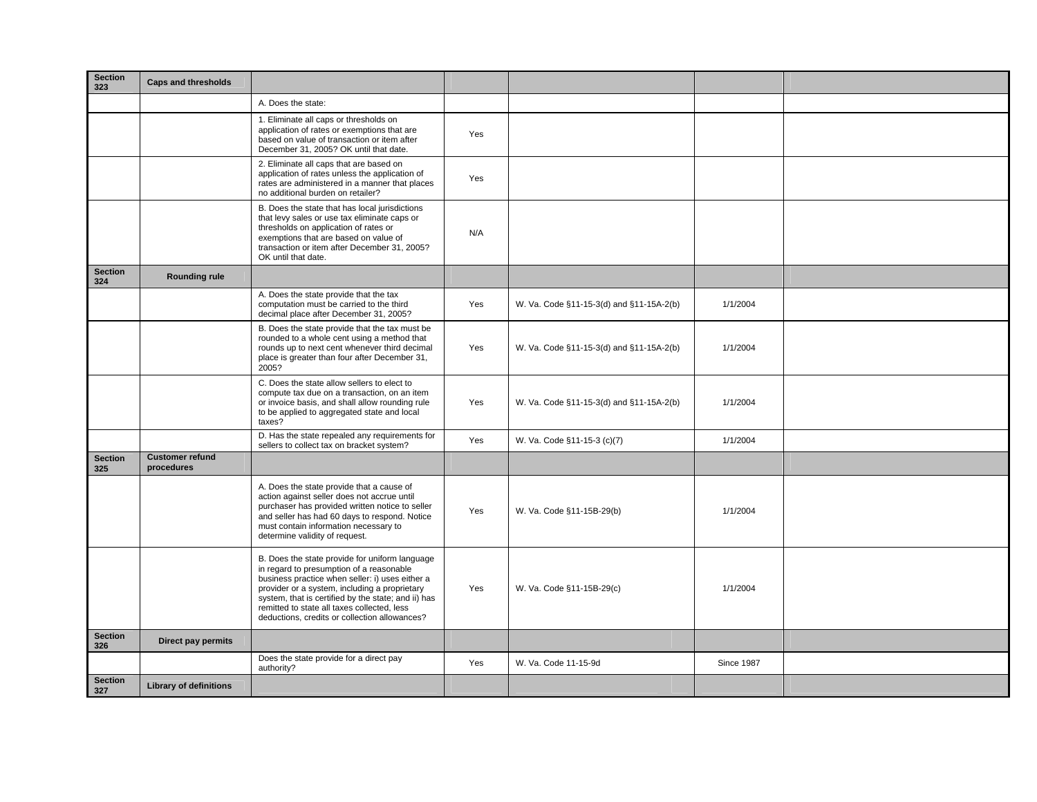| Section 323 | Caps and thresholds | | | | | |
|---|---|---|---|---|---|---|
| | | A. Does the state: | | | | |
| | | 1. Eliminate all caps or thresholds on application of rates or exemptions that are based on value of transaction or item after December 31, 2005? OK until that date. | Yes | | | |
| | | 2. Eliminate all caps that are based on application of rates unless the application of rates are administered in a manner that places no additional burden on retailer? | Yes | | | |
| | | B. Does the state that has local jurisdictions that levy sales or use tax eliminate caps or thresholds on application of rates or exemptions that are based on value of transaction or item after December 31, 2005? OK until that date. | N/A | | | |
| **Section 324** | **Rounding rule** | | | | | |
| | | A. Does the state provide that the tax computation must be carried to the third decimal place after December 31, 2005? | Yes | W. Va. Code §11-15-3(d) and §11-15A-2(b) | 1/1/2004 | |
| | | B. Does the state provide that the tax must be rounded to a whole cent using a method that rounds up to next cent whenever third decimal place is greater than four after December 31, 2005? | Yes | W. Va. Code §11-15-3(d) and §11-15A-2(b) | 1/1/2004 | |
| | | C. Does the state allow sellers to elect to compute tax due on a transaction, on an item or invoice basis, and shall allow rounding rule to be applied to aggregated state and local taxes? | Yes | W. Va. Code §11-15-3(d) and §11-15A-2(b) | 1/1/2004 | |
| | | D. Has the state repealed any requirements for sellers to collect tax on bracket system? | Yes | W. Va. Code §11-15-3 (c)(7) | 1/1/2004 | |
| **Section 325** | **Customer refund procedures** | | | | | |
| | | A. Does the state provide that a cause of action against seller does not accrue until purchaser has provided written notice to seller and seller has had 60 days to respond. Notice must contain information necessary to determine validity of request. | Yes | W. Va. Code §11-15B-29(b) | 1/1/2004 | |
| | | B. Does the state provide for uniform language in regard to presumption of a reasonable business practice when seller: i) uses either a provider or a system, including a proprietary system, that is certified by the state; and ii) has remitted to state all taxes collected, less deductions, credits or collection allowances? | Yes | W. Va. Code §11-15B-29(c) | 1/1/2004 | |
| **Section 326** | **Direct pay permits** | | | | | |
| | | Does the state provide for a direct pay authority? | Yes | W. Va. Code 11-15-9d | Since 1987 | |
| **Section 327** | **Library of definitions** | | | | | |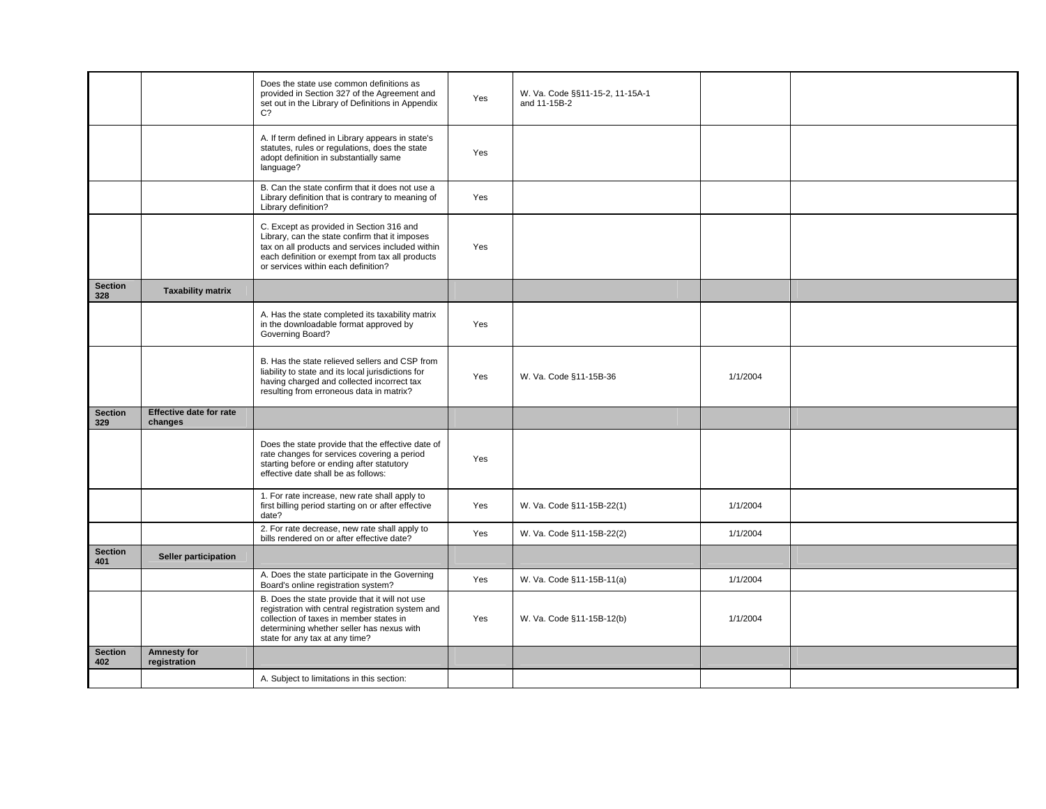| | | | | | | |
|---|---|---|---|---|---|---|
| | | Does the state use common definitions as provided in Section 327 of the Agreement and set out in the Library of Definitions in Appendix C? | Yes | W. Va. Code §§11-15-2, 11-15A-1 and 11-15B-2 | | |
| | | A. If term defined in Library appears in state's statutes, rules or regulations, does the state adopt definition in substantially same language? | Yes | | | |
| | | B. Can the state confirm that it does not use a Library definition that is contrary to meaning of Library definition? | Yes | | | |
| | | C. Except as provided in Section 316 and Library, can the state confirm that it imposes tax on all products and services included within each definition or exempt from tax all products or services within each definition? | Yes | | | |
| **Section 328** | **Taxability matrix** | | | | | |
| | | A. Has the state completed its taxability matrix in the downloadable format approved by Governing Board? | Yes | | | |
| | | B. Has the state relieved sellers and CSP from liability to state and its local jurisdictions for having charged and collected incorrect tax resulting from erroneous data in matrix? | Yes | W. Va. Code §11-15B-36 | 1/1/2004 | |
| **Section 329** | **Effective date for rate changes** | | | | | |
| | | Does the state provide that the effective date of rate changes for services covering a period starting before or ending after statutory effective date shall be as follows: | Yes | | | |
| | | 1. For rate increase, new rate shall apply to first billing period starting on or after effective date? | Yes | W. Va. Code §11-15B-22(1) | 1/1/2004 | |
| | | 2. For rate decrease, new rate shall apply to bills rendered on or after effective date? | Yes | W. Va. Code §11-15B-22(2) | 1/1/2004 | |
| **Section 401** | **Seller participation** | | | | | |
| | | A. Does the state participate in the Governing Board's online registration system? | Yes | W. Va. Code §11-15B-11(a) | 1/1/2004 | |
| | | B. Does the state provide that it will not use registration with central registration system and collection of taxes in member states in determining whether seller has nexus with state for any tax at any time? | Yes | W. Va. Code §11-15B-12(b) | 1/1/2004 | |
| **Section 402** | **Amnesty for registration** | | | | | |
| | | A. Subject to limitations in this section: | | | | |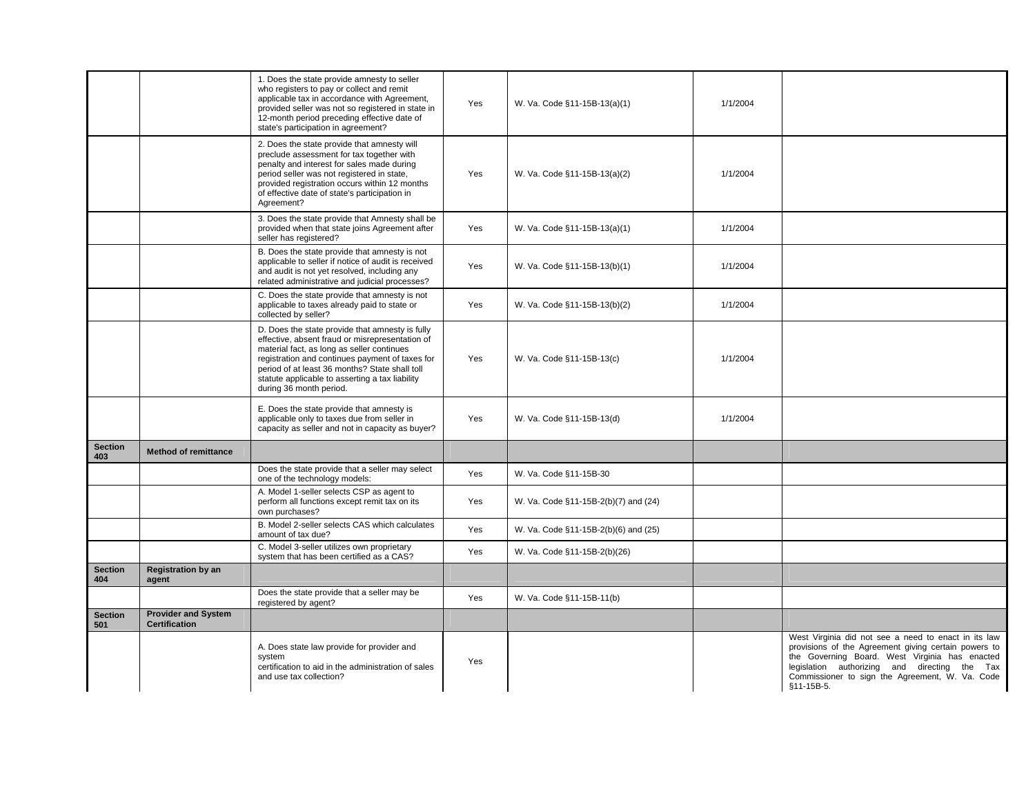| | | | | | | |
|---|---|---|---|---|---|---|
| | | 1. Does the state provide amnesty to seller who registers to pay or collect and remit applicable tax in accordance with Agreement, provided seller was not so registered in state in 12-month period preceding effective date of state's participation in agreement? | Yes | W. Va. Code §11-15B-13(a)(1) | 1/1/2004 | |
| | | 2. Does the state provide that amnesty will preclude assessment for tax together with penalty and interest for sales made during period seller was not registered in state, provided registration occurs within 12 months of effective date of state's participation in Agreement? | Yes | W. Va. Code §11-15B-13(a)(2) | 1/1/2004 | |
| | | 3. Does the state provide that Amnesty shall be provided when that state joins Agreement after seller has registered? | Yes | W. Va. Code §11-15B-13(a)(1) | 1/1/2004 | |
| | | B. Does the state provide that amnesty is not applicable to seller if notice of audit is received and audit is not yet resolved, including any related administrative and judicial processes? | Yes | W. Va. Code §11-15B-13(b)(1) | 1/1/2004 | |
| | | C. Does the state provide that amnesty is not applicable to taxes already paid to state or collected by seller? | Yes | W. Va. Code §11-15B-13(b)(2) | 1/1/2004 | |
| | | D. Does the state provide that amnesty is fully effective, absent fraud or misrepresentation of material fact, as long as seller continues registration and continues payment of taxes for period of at least 36 months? State shall toll statute applicable to asserting a tax liability during 36 month period. | Yes | W. Va. Code §11-15B-13(c) | 1/1/2004 | |
| | | E. Does the state provide that amnesty is applicable only to taxes due from seller in capacity as seller and not in capacity as buyer? | Yes | W. Va. Code §11-15B-13(d) | 1/1/2004 | |
| **Section 403** | **Method of remittance** | | | | | |
| | | Does the state provide that a seller may select one of the technology models: | Yes | W. Va. Code §11-15B-30 | | |
| | | A. Model 1-seller selects CSP as agent to perform all functions except remit tax on its own purchases? | Yes | W. Va. Code §11-15B-2(b)(7) and (24) | | |
| | | B. Model 2-seller selects CAS which calculates amount of tax due? | Yes | W. Va. Code §11-15B-2(b)(6) and (25) | | |
| | | C. Model 3-seller utilizes own proprietary system that has been certified as a CAS? | Yes | W. Va. Code §11-15B-2(b)(26) | | |
| **Section 404** | **Registration by an agent** | | | | | |
| | | Does the state provide that a seller may be registered by agent? | Yes | W. Va. Code §11-15B-11(b) | | |
| **Section 501** | **Provider and System Certification** | | | | | |
| | | A. Does state law provide for provider and system certification to aid in the administration of sales and use tax collection? | Yes | | | West Virginia did not see a need to enact in its law provisions of the Agreement giving certain powers to the Governing Board. West Virginia has enacted legislation authorizing and directing the Tax Commissioner to sign the Agreement, W. Va. Code §11-15B-5. |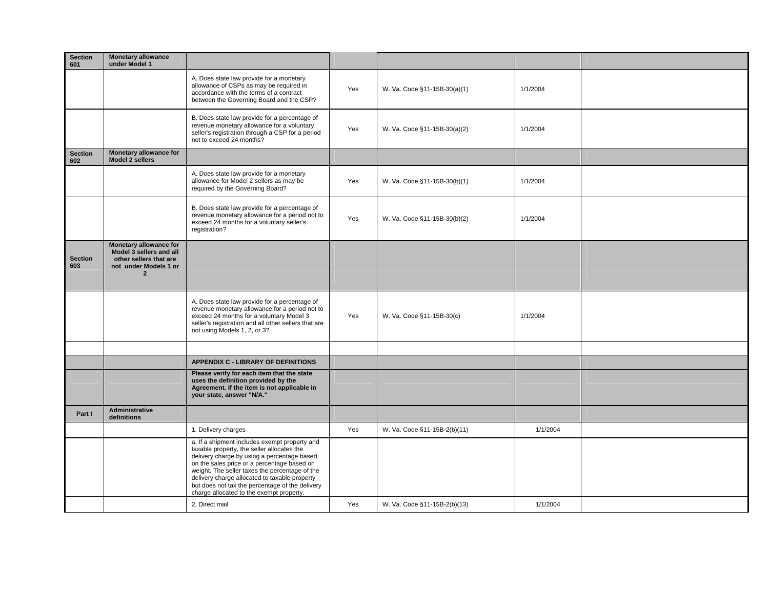| | | | | | | |
|---|---|---|---|---|---|---|
| **Section 601** | **Monetary allowance under Model 1** | | | | | |
| | | A. Does state law provide for a monetary allowance of CSPs as may be required in accordance with the terms of a contract between the Governing Board and the CSP? | Yes | W. Va. Code §11-15B-30(a)(1) | 1/1/2004 | |
| | | B. Does state law provide for a percentage of revenue monetary allowance for a voluntary seller's registration through a CSP for a period not to exceed 24 months? | Yes | W. Va. Code §11-15B-30(a)(2) | 1/1/2004 | |
| **Section 602** | **Monetary allowance for Model 2 sellers** | | | | | |
| | | A. Does state law provide for a monetary allowance for Model 2 sellers as may be required by the Governing Board? | Yes | W. Va. Code §11-15B-30(b)(1) | 1/1/2004 | |
| | | B. Does state law provide for a percentage of revenue monetary allowance for a period not to exceed 24 months for a voluntary seller's registration? | Yes | W. Va. Code §11-15B-30(b)(2) | 1/1/2004 | |
| **Section 603** | **Monetary allowance for Model 3 sellers and all other sellers that are not under Models 1 or 2** | | | | | |
| | | A. Does state law provide for a percentage of revenue monetary allowance for a period not to exceed 24 months for a voluntary Model 3 seller's registration and all other sellers that are not using Models 1, 2, or 3? | Yes | W. Va. Code §11-15B-30(c) | 1/1/2004 | |
| | | | | | | |
| | | **APPENDIX C - LIBRARY OF DEFINITIONS** | | | | |
| | | **Please verify for each item that the state uses the definition provided by the Agreement. If the item is not applicable in your state, answer "N/A."** | | | | |
| **Part I** | **Administrative definitions** | | | | | |
| | | 1. Delivery charges | Yes | W. Va. Code §11-15B-2(b)(11) | 1/1/2004 | |
| | | a. If a shipment includes exempt property and taxable property, the seller allocates the delivery charge by using a percentage based on the sales price or a percentage based on weight. The seller taxes the percentage of the delivery charge allocated to taxable property but does not tax the percentage of the delivery charge allocated to the exempt property. | | | | |
| | | 2. Direct mail | Yes | W. Va. Code §11-15B-2(b)(13) | 1/1/2004 | |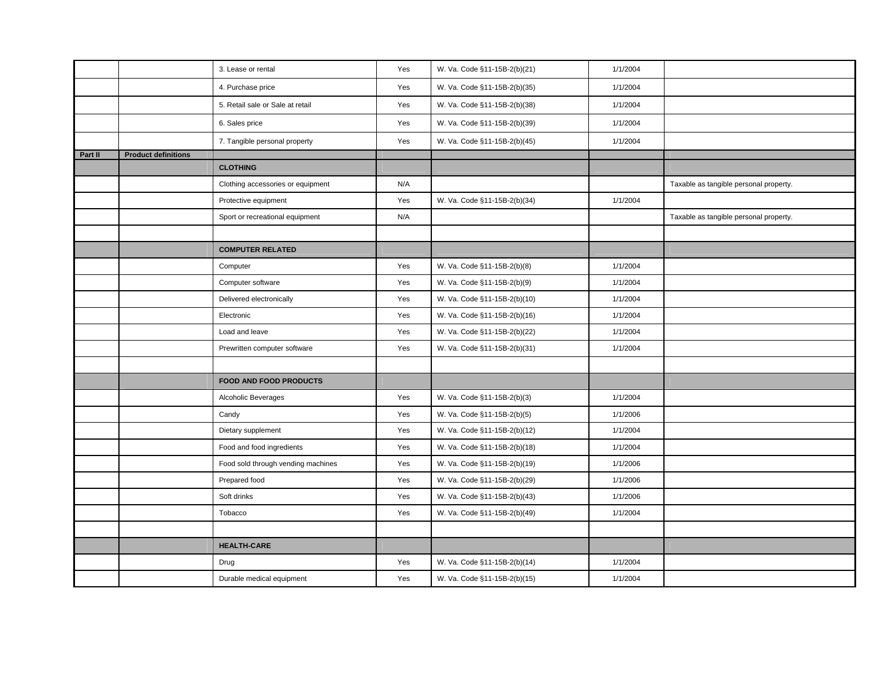| | | | | | | |
|---|---|---|---|---|---|---|
| | | 3. Lease or rental | Yes | W. Va. Code §11-15B-2(b)(21) | 1/1/2004 | |
| | | 4. Purchase price | Yes | W. Va. Code §11-15B-2(b)(35) | 1/1/2004 | |
| | | 5. Retail sale or Sale at retail | Yes | W. Va. Code §11-15B-2(b)(38) | 1/1/2004 | |
| | | 6. Sales price | Yes | W. Va. Code §11-15B-2(b)(39) | 1/1/2004 | |
| | | 7. Tangible personal property | Yes | W. Va. Code §11-15B-2(b)(45) | 1/1/2004 | |
| **Part II** | **Product definitions** | | | | | |
| | | **CLOTHING** | | | | |
| | | Clothing accessories or equipment | N/A | | | Taxable as tangible personal property. |
| | | Protective equipment | Yes | W. Va. Code §11-15B-2(b)(34) | 1/1/2004 | |
| | | Sport or recreational equipment | N/A | | | Taxable as tangible personal property. |
| | | | | | | |
| | | **COMPUTER RELATED** | | | | |
| | | Computer | Yes | W. Va. Code §11-15B-2(b)(8) | 1/1/2004 | |
| | | Computer software | Yes | W. Va. Code §11-15B-2(b)(9) | 1/1/2004 | |
| | | Delivered electronically | Yes | W. Va. Code §11-15B-2(b)(10) | 1/1/2004 | |
| | | Electronic | Yes | W. Va. Code §11-15B-2(b)(16) | 1/1/2004 | |
| | | Load and leave | Yes | W. Va. Code §11-15B-2(b)(22) | 1/1/2004 | |
| | | Prewritten computer software | Yes | W. Va. Code §11-15B-2(b)(31) | 1/1/2004 | |
| | | | | | | |
| | | **FOOD AND FOOD PRODUCTS** | | | | |
| | | Alcoholic Beverages | Yes | W. Va. Code §11-15B-2(b)(3) | 1/1/2004 | |
| | | Candy | Yes | W. Va. Code §11-15B-2(b)(5) | 1/1/2006 | |
| | | Dietary supplement | Yes | W. Va. Code §11-15B-2(b)(12) | 1/1/2004 | |
| | | Food and food ingredients | Yes | W. Va. Code §11-15B-2(b)(18) | 1/1/2004 | |
| | | Food sold through vending machines | Yes | W. Va. Code §11-15B-2(b)(19) | 1/1/2006 | |
| | | Prepared food | Yes | W. Va. Code §11-15B-2(b)(29) | 1/1/2006 | |
| | | Soft drinks | Yes | W. Va. Code §11-15B-2(b)(43) | 1/1/2006 | |
| | | Tobacco | Yes | W. Va. Code §11-15B-2(b)(49) | 1/1/2004 | |
| | | | | | | |
| | | **HEALTH-CARE** | | | | |
| | | Drug | Yes | W. Va. Code §11-15B-2(b)(14) | 1/1/2004 | |
| | | Durable medical equipment | Yes | W. Va. Code §11-15B-2(b)(15) | 1/1/2004 | |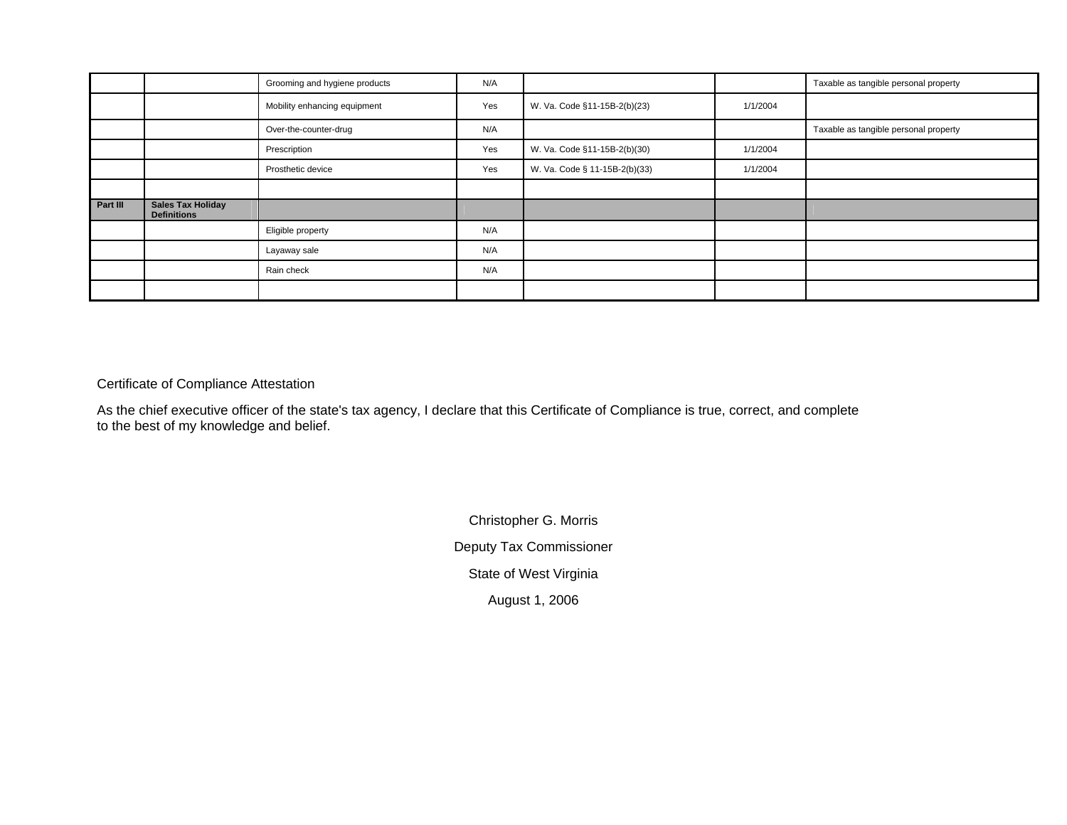| | | | | | | |
|---|---|---|---|---|---|---|
| | | Grooming and hygiene products | N/A | | | Taxable as tangible personal property |
| | | Mobility enhancing equipment | Yes | W. Va. Code §11-15B-2(b)(23) | 1/1/2004 | |
| | | Over-the-counter-drug | N/A | | | Taxable as tangible personal property |
| | | Prescription | Yes | W. Va. Code §11-15B-2(b)(30) | 1/1/2004 | |
| | | Prosthetic device | Yes | W. Va. Code § 11-15B-2(b)(33) | 1/1/2004 | |
| | | | | | | |
| **Part III** | **Sales Tax Holiday Definitions** | | | | | |
| | | Eligible property | N/A | | | |
| | | Layaway sale | N/A | | | |
| | | Rain check | N/A | | | |
| | | | | | | |

Certificate of Compliance Attestation

As the chief executive officer of the state's tax agency, I declare that this Certificate of Compliance is true, correct, and complete to the best of my knowledge and belief.

Christopher G. Morris

Deputy Tax Commissioner

State of West Virginia

August 1, 2006